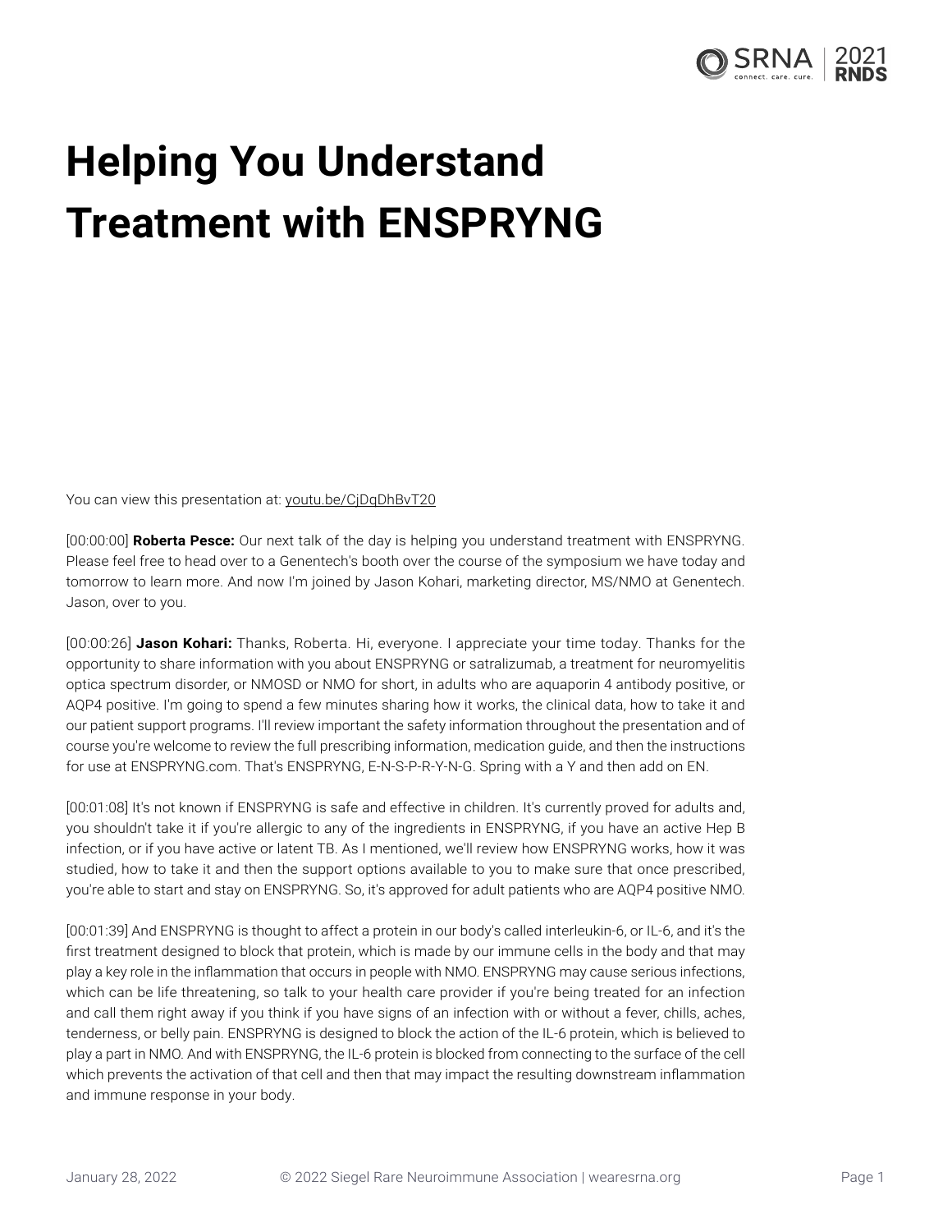# Helping You Understand Treatment with ENSPRYNG

You can view this presentation at: youtu.be/CjDqDhBvT20

[00:00:00] **Roberta Pesce:** Our next talk of the day is helping you understand treatment with ENSPRYNG. Please feel free to head over to a Genentech's booth over the course of the symposium we have today and tomorrow to learn more. And now I'm joined by Jason Kohari, marketing director, MS/NMO at Genentech. Jason, over to you.

[00:00:26] **Jason Kohari:** Thanks, Roberta. Hi, everyone. I appreciate your time today. Thanks for the opportunity to share information with you about ENSPRYNG or satralizumab, a treatment for neuromyelitis optica spectrum disorder, or NMOSD or NMO for short, in adults who are aquaporin 4 antibody positive, or AQP4 positive. I'm going to spend a few minutes sharing how it works, the clinical data, how to take it and our patient support programs. I'll review important the safety information throughout the presentation and of course you're welcome to review the full prescribing information, medication guide, and then the instructions for use at ENSPRYNG.com. That's ENSPRYNG, E-N-S-P-R-Y-N-G. Spring with a Y and then add on EN.

[00:01:08] It's not known if ENSPRYNG is safe and effective in children. It's currently proved for adults and, you shouldn't take it if you're allergic to any of the ingredients in ENSPRYNG, if you have an active Hep B infection, or if you have active or latent TB. As I mentioned, we'll review how ENSPRYNG works, how it was studied, how to take it and then the support options available to you to make sure that once prescribed, you're able to start and stay on ENSPRYNG. So, it's approved for adult patients who are AQP4 positive NMO.

[00:01:39] And ENSPRYNG is thought to affect a protein in our body's called interleukin-6, or IL-6, and it's the first treatment designed to block that protein, which is made by our immune cells in the body and that may play a key role in the inflammation that occurs in people with NMO. ENSPRYNG may cause serious infections, which can be life threatening, so talk to your health care provider if you're being treated for an infection and call them right away if you think if you have signs of an infection with or without a fever, chills, aches, tenderness, or belly pain. ENSPRYNG is designed to block the action of the IL-6 protein, which is believed to play a part in NMO. And with ENSPRYNG, the IL-6 protein is blocked from connecting to the surface of the cell which prevents the activation of that cell and then that may impact the resulting downstream inflammation and immune response in your body.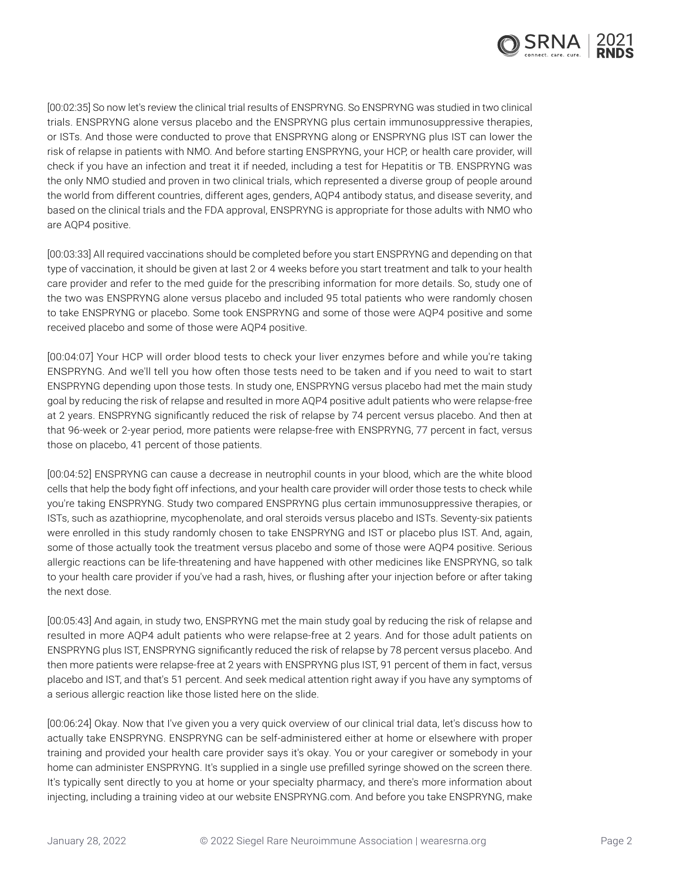[00:02:35] So now let's review the clinical trial results of ENSPRYNG. So ENSPRYNG was studied in two clinical trials. ENSPRYNG alone versus placebo and the ENSPRYNG plus certain immunosuppressive therapies, or ISTs. And those were conducted to prove that ENSPRYNG along or ENSPRYNG plus IST can lower the risk of relapse in patients with NMO. And before starting ENSPRYNG, your HCP, or health care provider, will check if you have an infection and treat it if needed, including a test for Hepatitis or TB. ENSPRYNG was the only NMO studied and proven in two clinical trials, which represented a diverse group of people around the world from different countries, different ages, genders, AQP4 antibody status, and disease severity, and based on the clinical trials and the FDA approval, ENSPRYNG is appropriate for those adults with NMO who are AQP4 positive.

[00:03:33] All required vaccinations should be completed before you start ENSPRYNG and depending on that type of vaccination, it should be given at last 2 or 4 weeks before you start treatment and talk to your health care provider and refer to the med guide for the prescribing information for more details. So, study one of the two was ENSPRYNG alone versus placebo and included 95 total patients who were randomly chosen to take ENSPRYNG or placebo. Some took ENSPRYNG and some of those were AQP4 positive and some received placebo and some of those were AQP4 positive.

[00:04:07] Your HCP will order blood tests to check your liver enzymes before and while you're taking ENSPRYNG. And we'll tell you how often those tests need to be taken and if you need to wait to start ENSPRYNG depending upon those tests. In study one, ENSPRYNG versus placebo had met the main study goal by reducing the risk of relapse and resulted in more AQP4 positive adult patients who were relapse-free at 2 years. ENSPRYNG significantly reduced the risk of relapse by 74 percent versus placebo. And then at that 96-week or 2-year period, more patients were relapse-free with ENSPRYNG, 77 percent in fact, versus those on placebo, 41 percent of those patients.

[00:04:52] ENSPRYNG can cause a decrease in neutrophil counts in your blood, which are the white blood cells that help the body fight off infections, and your health care provider will order those tests to check while you're taking ENSPRYNG. Study two compared ENSPRYNG plus certain immunosuppressive therapies, or ISTs, such as azathioprine, mycophenolate, and oral steroids versus placebo and ISTs. Seventy-six patients were enrolled in this study randomly chosen to take ENSPRYNG and IST or placebo plus IST. And, again, some of those actually took the treatment versus placebo and some of those were AQP4 positive. Serious allergic reactions can be life-threatening and have happened with other medicines like ENSPRYNG, so talk to your health care provider if you've had a rash, hives, or flushing after your injection before or after taking the next dose.

[00:05:43] And again, in study two, ENSPRYNG met the main study goal by reducing the risk of relapse and resulted in more AQP4 adult patients who were relapse-free at 2 years. And for those adult patients on ENSPRYNG plus IST, ENSPRYNG significantly reduced the risk of relapse by 78 percent versus placebo. And then more patients were relapse-free at 2 years with ENSPRYNG plus IST, 91 percent of them in fact, versus placebo and IST, and that's 51 percent. And seek medical attention right away if you have any symptoms of a serious allergic reaction like those listed here on the slide.

[00:06:24] Okay. Now that I've given you a very quick overview of our clinical trial data, let's discuss how to actually take ENSPRYNG. ENSPRYNG can be self-administered either at home or elsewhere with proper training and provided your health care provider says it's okay. You or your caregiver or somebody in your home can administer ENSPRYNG. It's supplied in a single use prefilled syringe showed on the screen there. It's typically sent directly to you at home or your specialty pharmacy, and there's more information about injecting, including a training video at our website ENSPRYNG.com. And before you take ENSPRYNG, make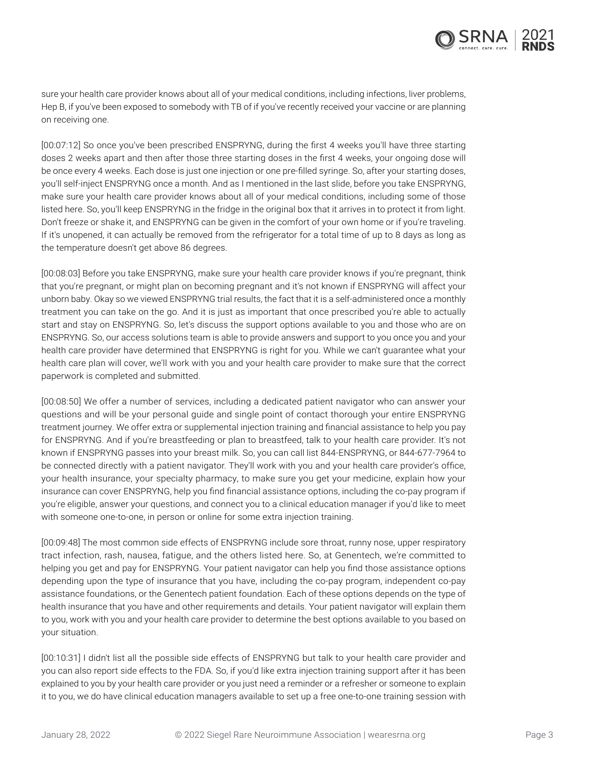sure your health care provider knows about all of your medical conditions, including infections, liver problems, Hep B, if you've been exposed to somebody with TB of if you've recently received your vaccine or are planning on receiving one.

[00:07:12] So once you've been prescribed ENSPRYNG, during the first 4 weeks you'll have three starting doses 2 weeks apart and then after those three starting doses in the first 4 weeks, your ongoing dose will be once every 4 weeks. Each dose is just one injection or one pre-filled syringe. So, after your starting doses, you'll self-inject ENSPRYNG once a month. And as I mentioned in the last slide, before you take ENSPRYNG, make sure your health care provider knows about all of your medical conditions, including some of those listed here. So, you'll keep ENSPRYNG in the fridge in the original box that it arrives in to protect it from light. Don't freeze or shake it, and ENSPRYNG can be given in the comfort of your own home or if you're traveling. If it's unopened, it can actually be removed from the refrigerator for a total time of up to 8 days as long as the temperature doesn't get above 86 degrees.

[00:08:03] Before you take ENSPRYNG, make sure your health care provider knows if you're pregnant, think that you're pregnant, or might plan on becoming pregnant and it's not known if ENSPRYNG will affect your unborn baby. Okay so we viewed ENSPRYNG trial results, the fact that it is a self-administered once a monthly treatment you can take on the go. And it is just as important that once prescribed you're able to actually start and stay on ENSPRYNG. So, let's discuss the support options available to you and those who are on ENSPRYNG. So, our access solutions team is able to provide answers and support to you once you and your health care provider have determined that ENSPRYNG is right for you. While we can't guarantee what your health care plan will cover, we'll work with you and your health care provider to make sure that the correct paperwork is completed and submitted.

[00:08:50] We offer a number of services, including a dedicated patient navigator who can answer your questions and will be your personal guide and single point of contact thorough your entire ENSPRYNG treatment journey. We offer extra or supplemental injection training and financial assistance to help you pay for ENSPRYNG. And if you're breastfeeding or plan to breastfeed, talk to your health care provider. It's not known if ENSPRYNG passes into your breast milk. So, you can call list 844-ENSPRYNG, or 844-677-7964 to be connected directly with a patient navigator. They'll work with you and your health care provider's office, your health insurance, your specialty pharmacy, to make sure you get your medicine, explain how your insurance can cover ENSPRYNG, help you find financial assistance options, including the co-pay program if you're eligible, answer your questions, and connect you to a clinical education manager if you'd like to meet with someone one-to-one, in person or online for some extra injection training.

[00:09:48] The most common side effects of ENSPRYNG include sore throat, runny nose, upper respiratory tract infection, rash, nausea, fatigue, and the others listed here. So, at Genentech, we're committed to helping you get and pay for ENSPRYNG. Your patient navigator can help you find those assistance options depending upon the type of insurance that you have, including the co-pay program, independent co-pay assistance foundations, or the Genentech patient foundation. Each of these options depends on the type of health insurance that you have and other requirements and details. Your patient navigator will explain them to you, work with you and your health care provider to determine the best options available to you based on your situation.

[00:10:31] I didn't list all the possible side effects of ENSPRYNG but talk to your health care provider and you can also report side effects to the FDA. So, if you'd like extra injection training support after it has been explained to you by your health care provider or you just need a reminder or a refresher or someone to explain it to you, we do have clinical education managers available to set up a free one-to-one training session with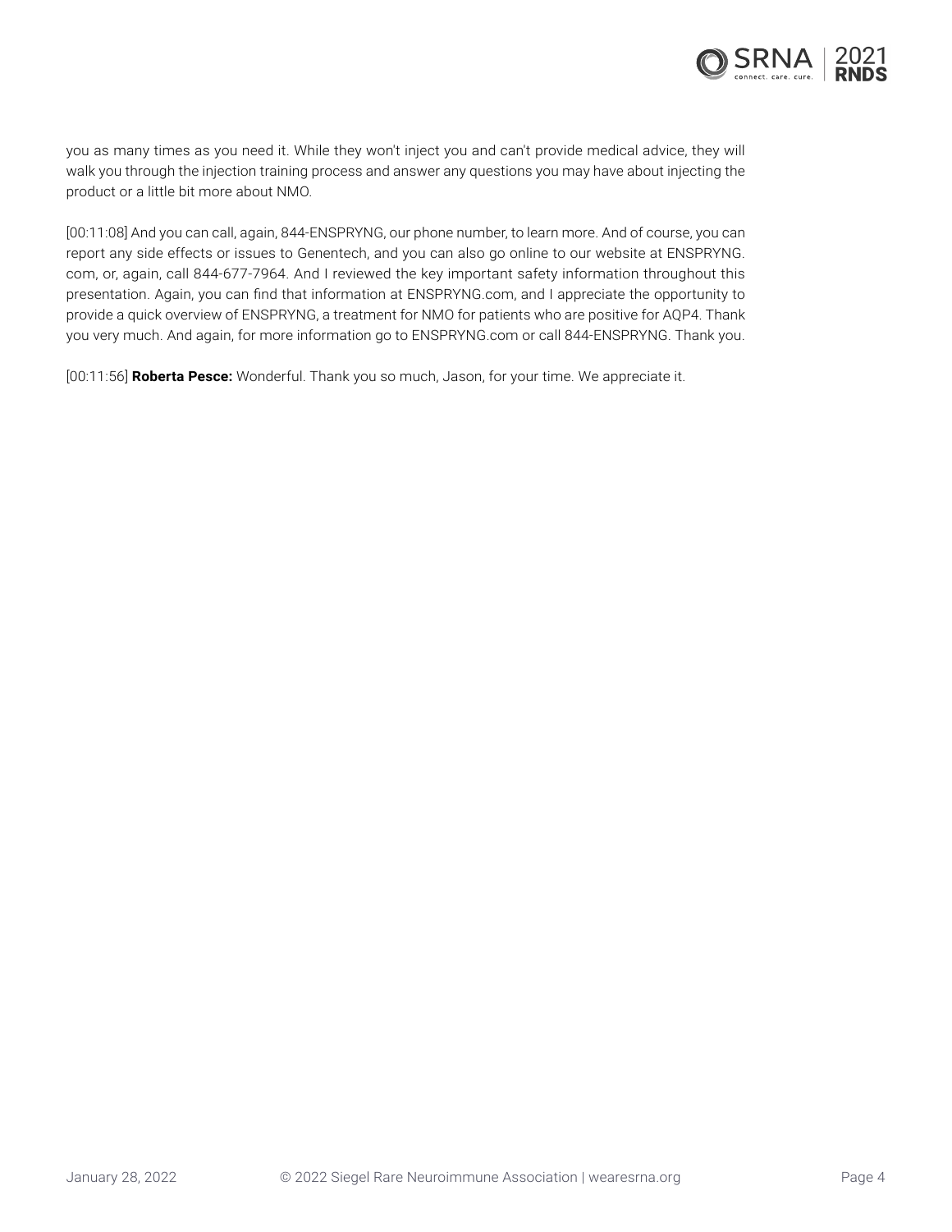you as many times as you need it. While they won't inject you and can't provide medical advice, they will walk you through the injection training process and answer any questions you may have about injecting the product or a little bit more about NMO.

[00:11:08] And you can call, again, 844-ENSPRYNG, our phone number, to learn more. And of course, you can report any side effects or issues to Genentech, and you can also go online to our website at ENSPRYNG.com, or, again, call 844-677-7964. And I reviewed the key important safety information throughout this presentation. Again, you can find that information at ENSPRYNG.com, and I appreciate the opportunity to provide a quick overview of ENSPRYNG, a treatment for NMO for patients who are positive for AQP4. Thank you very much. And again, for more information go to ENSPRYNG.com or call 844-ENSPRYNG. Thank you.

[00:11:56] **Roberta Pesce:** Wonderful. Thank you so much, Jason, for your time. We appreciate it.